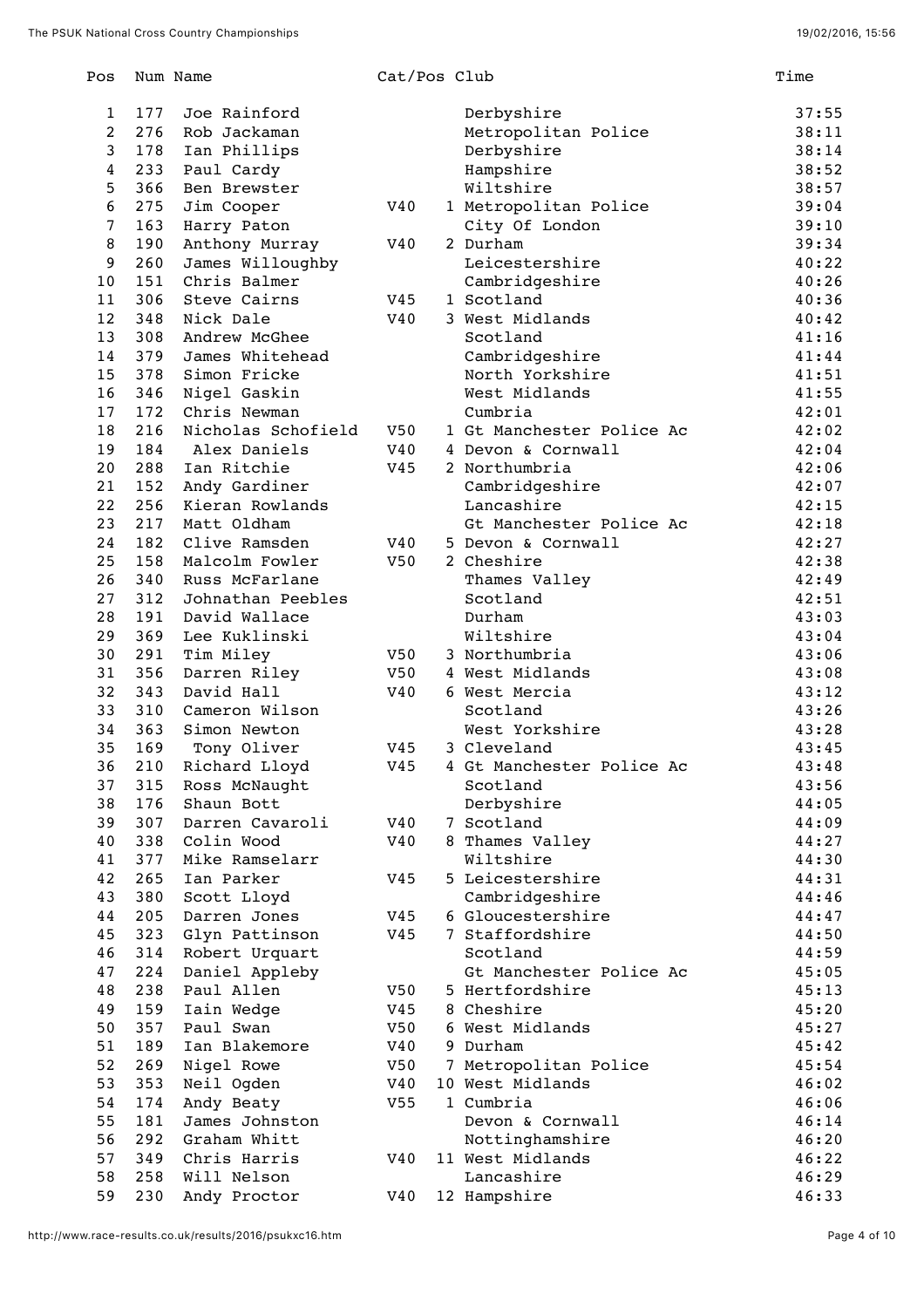| Pos | Num | Name | Cat/Pos | | Club | Time |
|---|---|---|---|---|---|---|
| 1 | 177 | Joe Rainford | | | Derbyshire | 37:55 |
| 2 | 276 | Rob Jackaman | | | Metropolitan Police | 38:11 |
| 3 | 178 | Ian Phillips | | | Derbyshire | 38:14 |
| 4 | 233 | Paul Cardy | | | Hampshire | 38:52 |
| 5 | 366 | Ben Brewster | | | Wiltshire | 38:57 |
| 6 | 275 | Jim Cooper | V40 | 1 | Metropolitan Police | 39:04 |
| 7 | 163 | Harry Paton | | | City Of London | 39:10 |
| 8 | 190 | Anthony Murray | V40 | 2 | Durham | 39:34 |
| 9 | 260 | James Willoughby | | | Leicestershire | 40:22 |
| 10 | 151 | Chris Balmer | | | Cambridgeshire | 40:26 |
| 11 | 306 | Steve Cairns | V45 | 1 | Scotland | 40:36 |
| 12 | 348 | Nick Dale | V40 | 3 | West Midlands | 40:42 |
| 13 | 308 | Andrew McGhee | | | Scotland | 41:16 |
| 14 | 379 | James Whitehead | | | Cambridgeshire | 41:44 |
| 15 | 378 | Simon Fricke | | | North Yorkshire | 41:51 |
| 16 | 346 | Nigel Gaskin | | | West Midlands | 41:55 |
| 17 | 172 | Chris Newman | | | Cumbria | 42:01 |
| 18 | 216 | Nicholas Schofield | V50 | 1 | Gt Manchester Police Ac | 42:02 |
| 19 | 184 | Alex Daniels | V40 | 4 | Devon & Cornwall | 42:04 |
| 20 | 288 | Ian Ritchie | V45 | 2 | Northumbria | 42:06 |
| 21 | 152 | Andy Gardiner | | | Cambridgeshire | 42:07 |
| 22 | 256 | Kieran Rowlands | | | Lancashire | 42:15 |
| 23 | 217 | Matt Oldham | | | Gt Manchester Police Ac | 42:18 |
| 24 | 182 | Clive Ramsden | V40 | 5 | Devon & Cornwall | 42:27 |
| 25 | 158 | Malcolm Fowler | V50 | 2 | Cheshire | 42:38 |
| 26 | 340 | Russ McFarlane | | | Thames Valley | 42:49 |
| 27 | 312 | Johnathan Peebles | | | Scotland | 42:51 |
| 28 | 191 | David Wallace | | | Durham | 43:03 |
| 29 | 369 | Lee Kuklinski | | | Wiltshire | 43:04 |
| 30 | 291 | Tim Miley | V50 | 3 | Northumbria | 43:06 |
| 31 | 356 | Darren Riley | V50 | 4 | West Midlands | 43:08 |
| 32 | 343 | David Hall | V40 | 6 | West Mercia | 43:12 |
| 33 | 310 | Cameron Wilson | | | Scotland | 43:26 |
| 34 | 363 | Simon Newton | | | West Yorkshire | 43:28 |
| 35 | 169 | Tony Oliver | V45 | 3 | Cleveland | 43:45 |
| 36 | 210 | Richard Lloyd | V45 | 4 | Gt Manchester Police Ac | 43:48 |
| 37 | 315 | Ross McNaught | | | Scotland | 43:56 |
| 38 | 176 | Shaun Bott | | | Derbyshire | 44:05 |
| 39 | 307 | Darren Cavaroli | V40 | 7 | Scotland | 44:09 |
| 40 | 338 | Colin Wood | V40 | 8 | Thames Valley | 44:27 |
| 41 | 377 | Mike Ramselarr | | | Wiltshire | 44:30 |
| 42 | 265 | Ian Parker | V45 | 5 | Leicestershire | 44:31 |
| 43 | 380 | Scott Lloyd | | | Cambridgeshire | 44:46 |
| 44 | 205 | Darren Jones | V45 | 6 | Gloucestershire | 44:47 |
| 45 | 323 | Glyn Pattinson | V45 | 7 | Staffordshire | 44:50 |
| 46 | 314 | Robert Urquart | | | Scotland | 44:59 |
| 47 | 224 | Daniel Appleby | | | Gt Manchester Police Ac | 45:05 |
| 48 | 238 | Paul Allen | V50 | 5 | Hertfordshire | 45:13 |
| 49 | 159 | Iain Wedge | V45 | 8 | Cheshire | 45:20 |
| 50 | 357 | Paul Swan | V50 | 6 | West Midlands | 45:27 |
| 51 | 189 | Ian Blakemore | V40 | 9 | Durham | 45:42 |
| 52 | 269 | Nigel Rowe | V50 | 7 | Metropolitan Police | 45:54 |
| 53 | 353 | Neil Ogden | V40 | 10 | West Midlands | 46:02 |
| 54 | 174 | Andy Beaty | V55 | 1 | Cumbria | 46:06 |
| 55 | 181 | James Johnston | | | Devon & Cornwall | 46:14 |
| 56 | 292 | Graham Whitt | | | Nottinghamshire | 46:20 |
| 57 | 349 | Chris Harris | V40 | 11 | West Midlands | 46:22 |
| 58 | 258 | Will Nelson | | | Lancashire | 46:29 |
| 59 | 230 | Andy Proctor | V40 | 12 | Hampshire | 46:33 |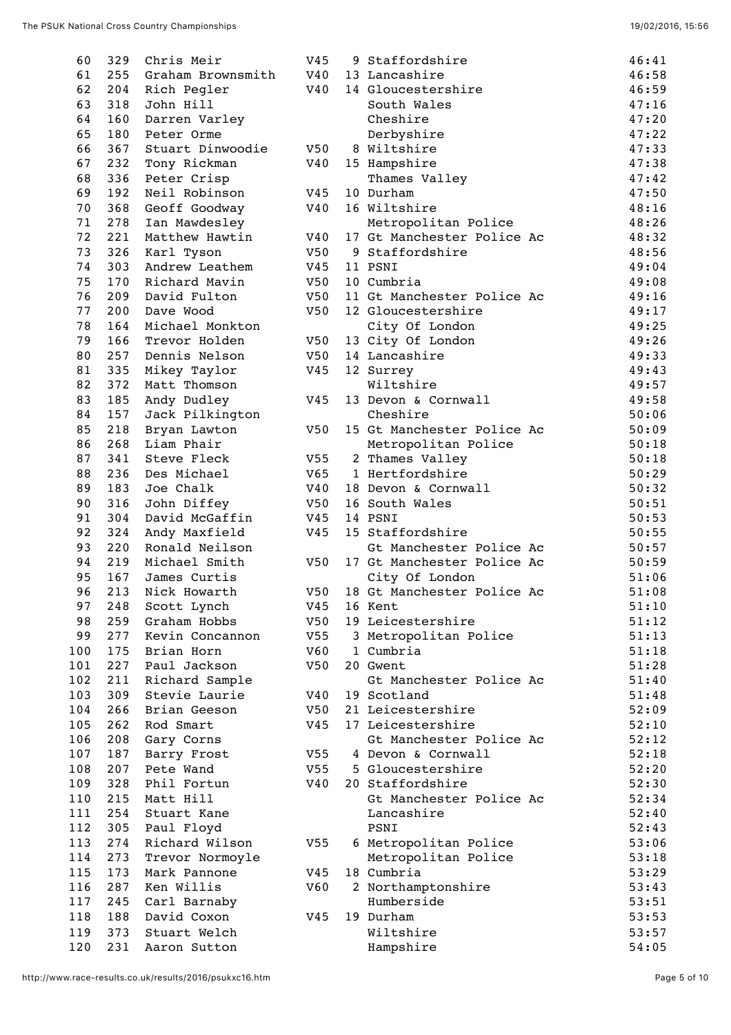| | | | | | | |
|---|---|---|---|---|---|---|
| 60 | 329 | Chris Meir | V45 | 9 | Staffordshire | 46:41 |
| 61 | 255 | Graham Brownsmith | V40 | 13 | Lancashire | 46:58 |
| 62 | 204 | Rich Pegler | V40 | 14 | Gloucestershire | 46:59 |
| 63 | 318 | John Hill | | | South Wales | 47:16 |
| 64 | 160 | Darren Varley | | | Cheshire | 47:20 |
| 65 | 180 | Peter Orme | | | Derbyshire | 47:22 |
| 66 | 367 | Stuart Dinwoodie | V50 | 8 | Wiltshire | 47:33 |
| 67 | 232 | Tony Rickman | V40 | 15 | Hampshire | 47:38 |
| 68 | 336 | Peter Crisp | | | Thames Valley | 47:42 |
| 69 | 192 | Neil Robinson | V45 | 10 | Durham | 47:50 |
| 70 | 368 | Geoff Goodway | V40 | 16 | Wiltshire | 48:16 |
| 71 | 278 | Ian Mawdesley | | | Metropolitan Police | 48:26 |
| 72 | 221 | Matthew Hawtin | V40 | 17 | Gt Manchester Police Ac | 48:32 |
| 73 | 326 | Karl Tyson | V50 | 9 | Staffordshire | 48:56 |
| 74 | 303 | Andrew Leathem | V45 | 11 | PSNI | 49:04 |
| 75 | 170 | Richard Mavin | V50 | 10 | Cumbria | 49:08 |
| 76 | 209 | David Fulton | V50 | 11 | Gt Manchester Police Ac | 49:16 |
| 77 | 200 | Dave Wood | V50 | 12 | Gloucestershire | 49:17 |
| 78 | 164 | Michael Monkton | | | City Of London | 49:25 |
| 79 | 166 | Trevor Holden | V50 | 13 | City Of London | 49:26 |
| 80 | 257 | Dennis Nelson | V50 | 14 | Lancashire | 49:33 |
| 81 | 335 | Mikey Taylor | V45 | 12 | Surrey | 49:43 |
| 82 | 372 | Matt Thomson | | | Wiltshire | 49:57 |
| 83 | 185 | Andy Dudley | V45 | 13 | Devon & Cornwall | 49:58 |
| 84 | 157 | Jack Pilkington | | | Cheshire | 50:06 |
| 85 | 218 | Bryan Lawton | V50 | 15 | Gt Manchester Police Ac | 50:09 |
| 86 | 268 | Liam Phair | | | Metropolitan Police | 50:18 |
| 87 | 341 | Steve Fleck | V55 | 2 | Thames Valley | 50:18 |
| 88 | 236 | Des Michael | V65 | 1 | Hertfordshire | 50:29 |
| 89 | 183 | Joe Chalk | V40 | 18 | Devon & Cornwall | 50:32 |
| 90 | 316 | John Diffey | V50 | 16 | South Wales | 50:51 |
| 91 | 304 | David McGaffin | V45 | 14 | PSNI | 50:53 |
| 92 | 324 | Andy Maxfield | V45 | 15 | Staffordshire | 50:55 |
| 93 | 220 | Ronald Neilson | | | Gt Manchester Police Ac | 50:57 |
| 94 | 219 | Michael Smith | V50 | 17 | Gt Manchester Police Ac | 50:59 |
| 95 | 167 | James Curtis | | | City Of London | 51:06 |
| 96 | 213 | Nick Howarth | V50 | 18 | Gt Manchester Police Ac | 51:08 |
| 97 | 248 | Scott Lynch | V45 | 16 | Kent | 51:10 |
| 98 | 259 | Graham Hobbs | V50 | 19 | Leicestershire | 51:12 |
| 99 | 277 | Kevin Concannon | V55 | 3 | Metropolitan Police | 51:13 |
| 100 | 175 | Brian Horn | V60 | 1 | Cumbria | 51:18 |
| 101 | 227 | Paul Jackson | V50 | 20 | Gwent | 51:28 |
| 102 | 211 | Richard Sample | | | Gt Manchester Police Ac | 51:40 |
| 103 | 309 | Stevie Laurie | V40 | 19 | Scotland | 51:48 |
| 104 | 266 | Brian Geeson | V50 | 21 | Leicestershire | 52:09 |
| 105 | 262 | Rod Smart | V45 | 17 | Leicestershire | 52:10 |
| 106 | 208 | Gary Corns | | | Gt Manchester Police Ac | 52:12 |
| 107 | 187 | Barry Frost | V55 | 4 | Devon & Cornwall | 52:18 |
| 108 | 207 | Pete Wand | V55 | 5 | Gloucestershire | 52:20 |
| 109 | 328 | Phil Fortun | V40 | 20 | Staffordshire | 52:30 |
| 110 | 215 | Matt Hill | | | Gt Manchester Police Ac | 52:34 |
| 111 | 254 | Stuart Kane | | | Lancashire | 52:40 |
| 112 | 305 | Paul Floyd | | | PSNI | 52:43 |
| 113 | 274 | Richard Wilson | V55 | 6 | Metropolitan Police | 53:06 |
| 114 | 273 | Trevor Normoyle | | | Metropolitan Police | 53:18 |
| 115 | 173 | Mark Pannone | V45 | 18 | Cumbria | 53:29 |
| 116 | 287 | Ken Willis | V60 | 2 | Northamptonshire | 53:43 |
| 117 | 245 | Carl Barnaby | | | Humberside | 53:51 |
| 118 | 188 | David Coxon | V45 | 19 | Durham | 53:53 |
| 119 | 373 | Stuart Welch | | | Wiltshire | 53:57 |
| 120 | 231 | Aaron Sutton | | | Hampshire | 54:05 |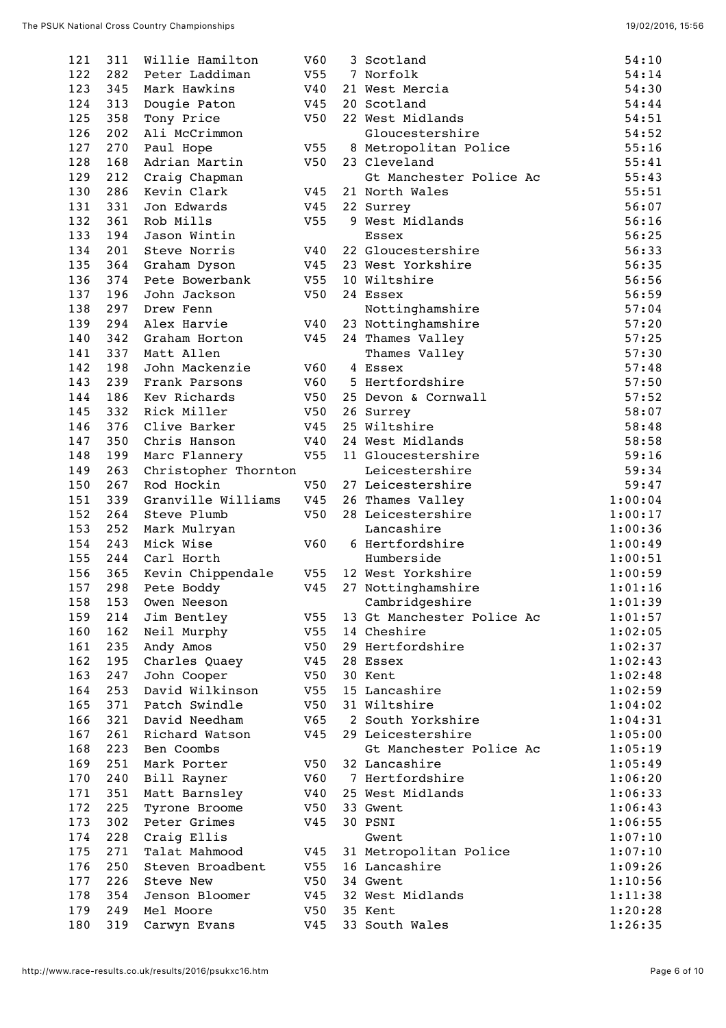| | | | | | | |
|---|---|---|---|---|---|---|
| 121 | 311 | Willie Hamilton | V60 | 3 | Scotland | 54:10 |
| 122 | 282 | Peter Laddiman | V55 | 7 | Norfolk | 54:14 |
| 123 | 345 | Mark Hawkins | V40 | 21 | West Mercia | 54:30 |
| 124 | 313 | Dougie Paton | V45 | 20 | Scotland | 54:44 |
| 125 | 358 | Tony Price | V50 | 22 | West Midlands | 54:51 |
| 126 | 202 | Ali McCrimmon | | | Gloucestershire | 54:52 |
| 127 | 270 | Paul Hope | V55 | 8 | Metropolitan Police | 55:16 |
| 128 | 168 | Adrian Martin | V50 | 23 | Cleveland | 55:41 |
| 129 | 212 | Craig Chapman | | | Gt Manchester Police Ac | 55:43 |
| 130 | 286 | Kevin Clark | V45 | 21 | North Wales | 55:51 |
| 131 | 331 | Jon Edwards | V45 | 22 | Surrey | 56:07 |
| 132 | 361 | Rob Mills | V55 | 9 | West Midlands | 56:16 |
| 133 | 194 | Jason Wintin | | | Essex | 56:25 |
| 134 | 201 | Steve Norris | V40 | 22 | Gloucestershire | 56:33 |
| 135 | 364 | Graham Dyson | V45 | 23 | West Yorkshire | 56:35 |
| 136 | 374 | Pete Bowerbank | V55 | 10 | Wiltshire | 56:56 |
| 137 | 196 | John Jackson | V50 | 24 | Essex | 56:59 |
| 138 | 297 | Drew Fenn | | | Nottinghamshire | 57:04 |
| 139 | 294 | Alex Harvie | V40 | 23 | Nottinghamshire | 57:20 |
| 140 | 342 | Graham Horton | V45 | 24 | Thames Valley | 57:25 |
| 141 | 337 | Matt Allen | | | Thames Valley | 57:30 |
| 142 | 198 | John Mackenzie | V60 | 4 | Essex | 57:48 |
| 143 | 239 | Frank Parsons | V60 | 5 | Hertfordshire | 57:50 |
| 144 | 186 | Kev Richards | V50 | 25 | Devon & Cornwall | 57:52 |
| 145 | 332 | Rick Miller | V50 | 26 | Surrey | 58:07 |
| 146 | 376 | Clive Barker | V45 | 25 | Wiltshire | 58:48 |
| 147 | 350 | Chris Hanson | V40 | 24 | West Midlands | 58:58 |
| 148 | 199 | Marc Flannery | V55 | 11 | Gloucestershire | 59:16 |
| 149 | 263 | Christopher Thornton | | | Leicestershire | 59:34 |
| 150 | 267 | Rod Hockin | V50 | 27 | Leicestershire | 59:47 |
| 151 | 339 | Granville Williams | V45 | 26 | Thames Valley | 1:00:04 |
| 152 | 264 | Steve Plumb | V50 | 28 | Leicestershire | 1:00:17 |
| 153 | 252 | Mark Mulryan | | | Lancashire | 1:00:36 |
| 154 | 243 | Mick Wise | V60 | 6 | Hertfordshire | 1:00:49 |
| 155 | 244 | Carl Horth | | | Humberside | 1:00:51 |
| 156 | 365 | Kevin Chippendale | V55 | 12 | West Yorkshire | 1:00:59 |
| 157 | 298 | Pete Boddy | V45 | 27 | Nottinghamshire | 1:01:16 |
| 158 | 153 | Owen Neeson | | | Cambridgeshire | 1:01:39 |
| 159 | 214 | Jim Bentley | V55 | 13 | Gt Manchester Police Ac | 1:01:57 |
| 160 | 162 | Neil Murphy | V55 | 14 | Cheshire | 1:02:05 |
| 161 | 235 | Andy Amos | V50 | 29 | Hertfordshire | 1:02:37 |
| 162 | 195 | Charles Quaey | V45 | 28 | Essex | 1:02:43 |
| 163 | 247 | John Cooper | V50 | 30 | Kent | 1:02:48 |
| 164 | 253 | David Wilkinson | V55 | 15 | Lancashire | 1:02:59 |
| 165 | 371 | Patch Swindle | V50 | 31 | Wiltshire | 1:04:02 |
| 166 | 321 | David Needham | V65 | 2 | South Yorkshire | 1:04:31 |
| 167 | 261 | Richard Watson | V45 | 29 | Leicestershire | 1:05:00 |
| 168 | 223 | Ben Coombs | | | Gt Manchester Police Ac | 1:05:19 |
| 169 | 251 | Mark Porter | V50 | 32 | Lancashire | 1:05:49 |
| 170 | 240 | Bill Rayner | V60 | 7 | Hertfordshire | 1:06:20 |
| 171 | 351 | Matt Barnsley | V40 | 25 | West Midlands | 1:06:33 |
| 172 | 225 | Tyrone Broome | V50 | 33 | Gwent | 1:06:43 |
| 173 | 302 | Peter Grimes | V45 | 30 | PSNI | 1:06:55 |
| 174 | 228 | Craig Ellis | | | Gwent | 1:07:10 |
| 175 | 271 | Talat Mahmood | V45 | 31 | Metropolitan Police | 1:07:10 |
| 176 | 250 | Steven Broadbent | V55 | 16 | Lancashire | 1:09:26 |
| 177 | 226 | Steve New | V50 | 34 | Gwent | 1:10:56 |
| 178 | 354 | Jenson Bloomer | V45 | 32 | West Midlands | 1:11:38 |
| 179 | 249 | Mel Moore | V50 | 35 | Kent | 1:20:28 |
| 180 | 319 | Carwyn Evans | V45 | 33 | South Wales | 1:26:35 |